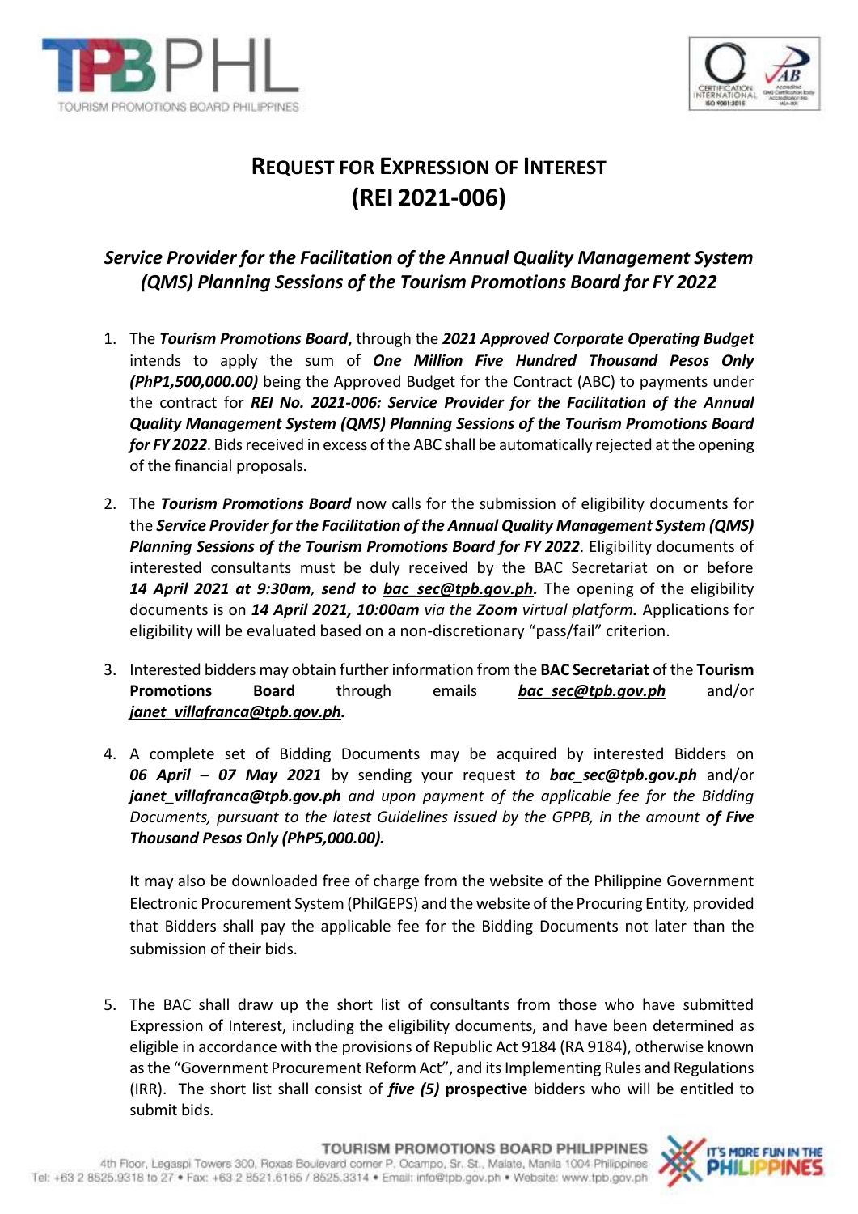# REQUEST FOR EXPRESSION OF INTEREST
# (REI 2021-006)

## *Service Provider for the Facilitation of the Annual Quality Management System (QMS) Planning Sessions of the Tourism Promotions Board for FY 2022*

1. The ***Tourism Promotions Board***, through the ***2021 Approved Corporate Operating Budget*** intends to apply the sum of ***One Million Five Hundred Thousand Pesos Only (PhP1,500,000.00)*** being the Approved Budget for the Contract (ABC) to payments under the contract for ***REI No. 2021-006: Service Provider for the Facilitation of the Annual Quality Management System (QMS) Planning Sessions of the Tourism Promotions Board for FY 2022***. Bids received in excess of the ABC shall be automatically rejected at the opening of the financial proposals.

2. The ***Tourism Promotions Board*** now calls for the submission of eligibility documents for the ***Service Provider for the Facilitation of the Annual Quality Management System (QMS) Planning Sessions of the Tourism Promotions Board for FY 2022***. Eligibility documents of interested consultants must be duly received by the BAC Secretariat on or before ***14 April 2021 at 9:30am, send to bac_sec@tpb.gov.ph.*** The opening of the eligibility documents is on ***14 April 2021, 10:00am*** *via the* ***Zoom*** *virtual platform.* Applications for eligibility will be evaluated based on a non-discretionary "pass/fail" criterion.

3. Interested bidders may obtain further information from the **BAC Secretariat** of the **Tourism Promotions Board** through emails ***bac_sec@tpb.gov.ph*** and/or ***janet_villafranca@tpb.gov.ph.***

4. A complete set of Bidding Documents may be acquired by interested Bidders on ***06 April – 07 May 2021*** by sending your request *to* ***bac_sec@tpb.gov.ph*** and/or ***janet_villafranca@tpb.gov.ph*** *and upon payment of the applicable fee for the Bidding Documents, pursuant to the latest Guidelines issued by the GPPB, in the amount* ***of Five Thousand Pesos Only (PhP5,000.00).***

   It may also be downloaded free of charge from the website of the Philippine Government Electronic Procurement System (PhilGEPS) and the website of the Procuring Entity*,* provided that Bidders shall pay the applicable fee for the Bidding Documents not later than the submission of their bids.

5. The BAC shall draw up the short list of consultants from those who have submitted Expression of Interest, including the eligibility documents, and have been determined as eligible in accordance with the provisions of Republic Act 9184 (RA 9184), otherwise known as the "Government Procurement Reform Act", and its Implementing Rules and Regulations (IRR). The short list shall consist of ***five (5)*** **prospective** bidders who will be entitled to submit bids.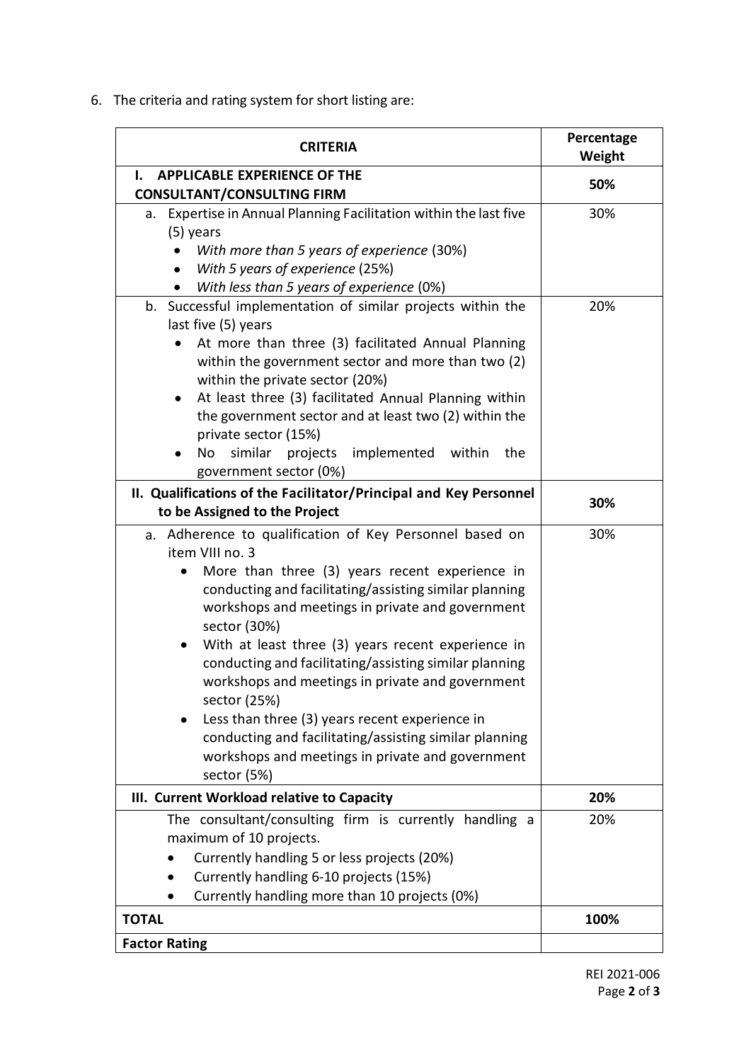6. The criteria and rating system for short listing are:

| CRITERIA | Percentage Weight |
|---|---|
| **I. APPLICABLE EXPERIENCE OF THE CONSULTANT/CONSULTING FIRM** | **50%** |
| a. Expertise in Annual Planning Facilitation within the last five (5) years<br>• *With more than 5 years of experience* (30%)<br>• *With 5 years of experience* (25%)<br>• *With less than 5 years of experience* (0%) | 30% |
| b. Successful implementation of similar projects within the last five (5) years<br>• At more than three (3) facilitated Annual Planning within the government sector and more than two (2) within the private sector (20%)<br>• At least three (3) facilitated Annual Planning within the government sector and at least two (2) within the private sector (15%)<br>• No similar projects implemented within the government sector (0%) | 20% |
| **II. Qualifications of the Facilitator/Principal and Key Personnel to be Assigned to the Project** | **30%** |
| a. Adherence to qualification of Key Personnel based on item VIII no. 3<br>• More than three (3) years recent experience in conducting and facilitating/assisting similar planning workshops and meetings in private and government sector (30%)<br>• With at least three (3) years recent experience in conducting and facilitating/assisting similar planning workshops and meetings in private and government sector (25%)<br>• Less than three (3) years recent experience in conducting and facilitating/assisting similar planning workshops and meetings in private and government sector (5%) | 30% |
| **III. Current Workload relative to Capacity** | **20%** |
| The consultant/consulting firm is currently handling a maximum of 10 projects.<br>• Currently handling 5 or less projects (20%)<br>• Currently handling 6-10 projects (15%)<br>• Currently handling more than 10 projects (0%) | 20% |
| **TOTAL** | **100%** |
| **Factor Rating** | |

REI 2021-006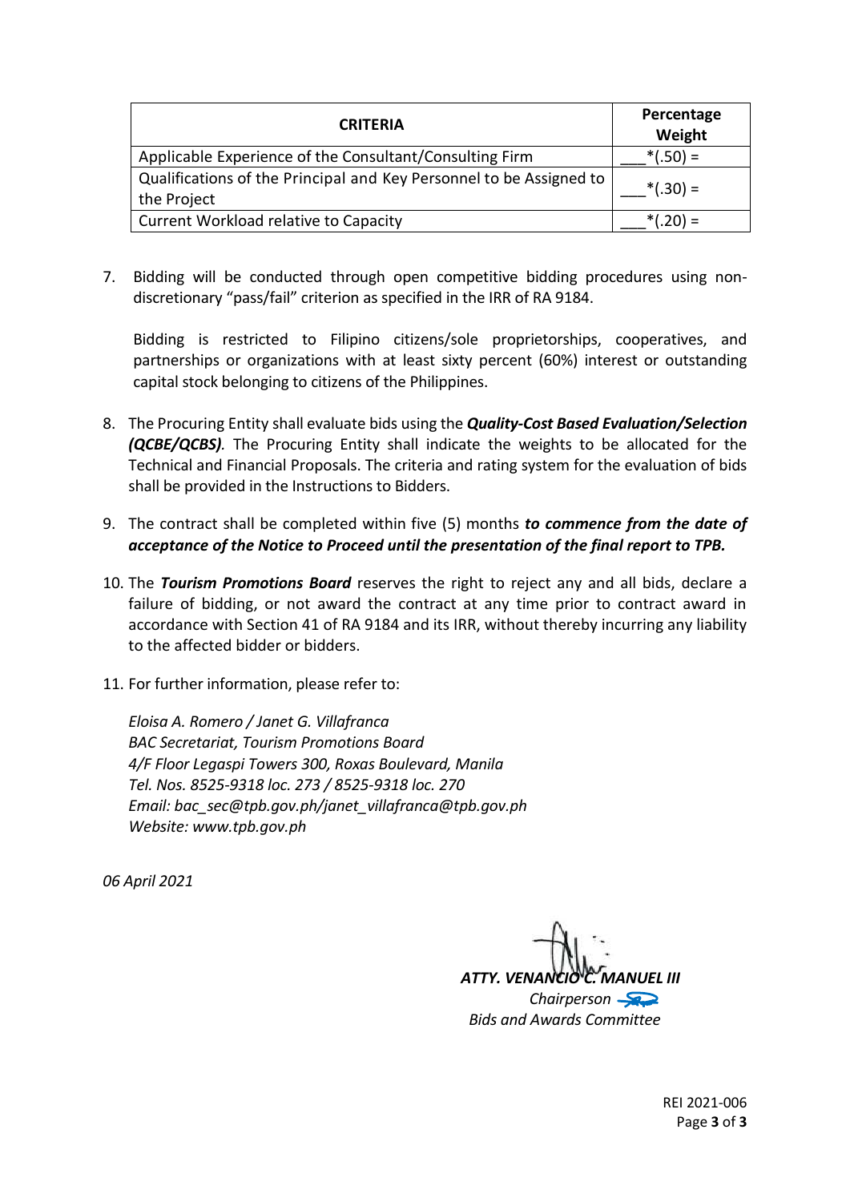| CRITERIA | Percentage Weight |
| --- | --- |
| Applicable Experience of the Consultant/Consulting Firm | ___*(.50) = |
| Qualifications of the Principal and Key Personnel to be Assigned to the Project | ___*(.30) = |
| Current Workload relative to Capacity | ___*(.20) = |

7. Bidding will be conducted through open competitive bidding procedures using non-discretionary "pass/fail" criterion as specified in the IRR of RA 9184.

   Bidding is restricted to Filipino citizens/sole proprietorships, cooperatives, and partnerships or organizations with at least sixty percent (60%) interest or outstanding capital stock belonging to citizens of the Philippines.

8. The Procuring Entity shall evaluate bids using the ***Quality-Cost Based Evaluation/Selection (QCBE/QCBS)***. The Procuring Entity shall indicate the weights to be allocated for the Technical and Financial Proposals. The criteria and rating system for the evaluation of bids shall be provided in the Instructions to Bidders.

9. The contract shall be completed within five (5) months ***to commence from the date of acceptance of the Notice to Proceed until the presentation of the final report to TPB.***

10. The ***Tourism Promotions Board*** reserves the right to reject any and all bids, declare a failure of bidding, or not award the contract at any time prior to contract award in accordance with Section 41 of RA 9184 and its IRR, without thereby incurring any liability to the affected bidder or bidders.

11. For further information, please refer to:

    *Eloisa A. Romero / Janet G. Villafranca*
    *BAC Secretariat, Tourism Promotions Board*
    *4/F Floor Legaspi Towers 300, Roxas Boulevard, Manila*
    *Tel. Nos. 8525-9318 loc. 273 / 8525-9318 loc. 270*
    *Email: bac_sec@tpb.gov.ph/janet_villafranca@tpb.gov.ph*
    *Website: www.tpb.gov.ph*

*06 April 2021*

***ATTY. VENANCIO C. MANUEL III***
*Chairperson*
*Bids and Awards Committee*

REI 2021-006